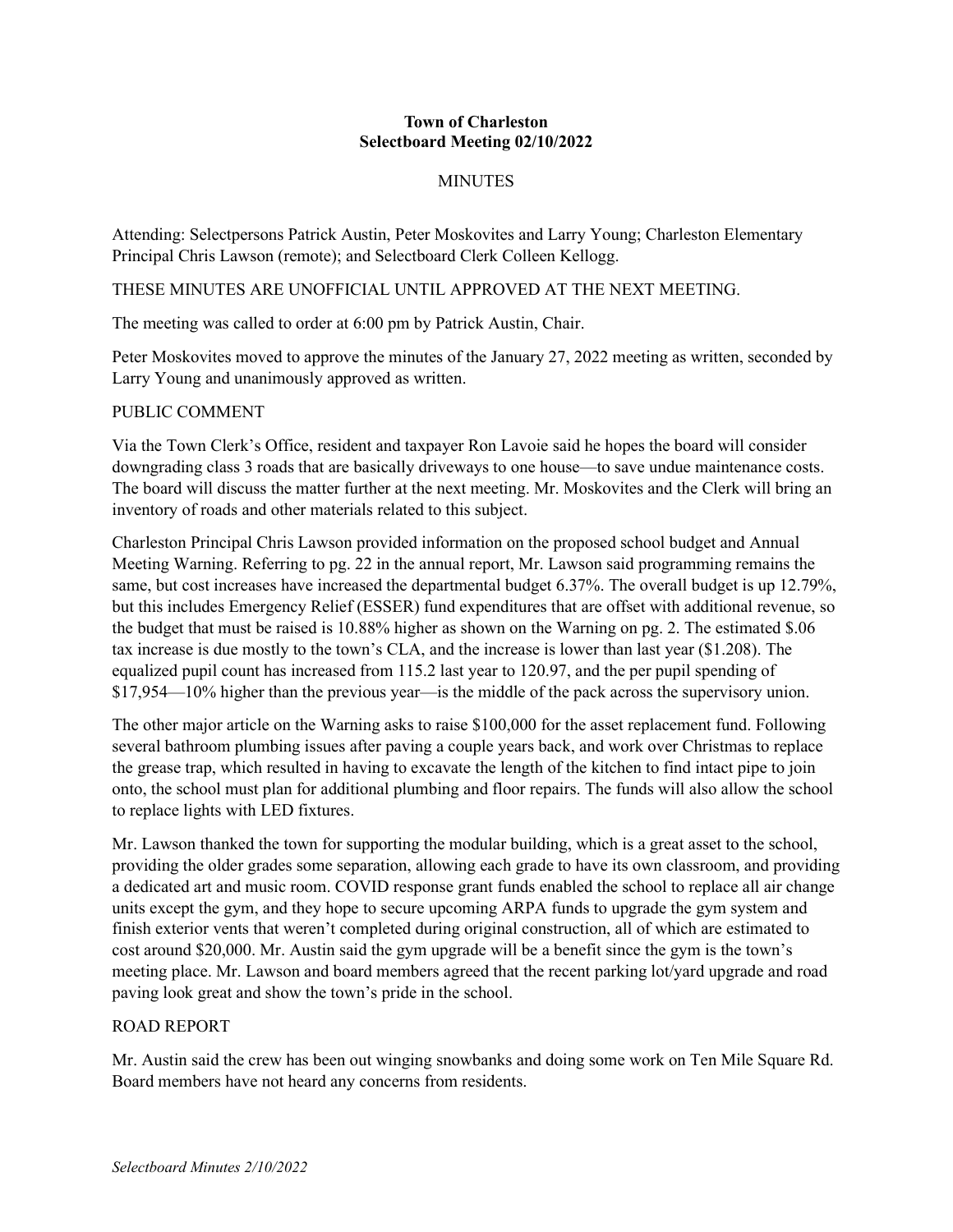**Town of Charleston**
**Selectboard Meeting 02/10/2022**

MINUTES

Attending: Selectpersons Patrick Austin, Peter Moskovites and Larry Young; Charleston Elementary Principal Chris Lawson (remote); and Selectboard Clerk Colleen Kellogg.

THESE MINUTES ARE UNOFFICIAL UNTIL APPROVED AT THE NEXT MEETING.

The meeting was called to order at 6:00 pm by Patrick Austin, Chair.

Peter Moskovites moved to approve the minutes of the January 27, 2022 meeting as written, seconded by Larry Young and unanimously approved as written.

PUBLIC COMMENT

Via the Town Clerk's Office, resident and taxpayer Ron Lavoie said he hopes the board will consider downgrading class 3 roads that are basically driveways to one house—to save undue maintenance costs. The board will discuss the matter further at the next meeting. Mr. Moskovites and the Clerk will bring an inventory of roads and other materials related to this subject.

Charleston Principal Chris Lawson provided information on the proposed school budget and Annual Meeting Warning. Referring to pg. 22 in the annual report, Mr. Lawson said programming remains the same, but cost increases have increased the departmental budget 6.37%. The overall budget is up 12.79%, but this includes Emergency Relief (ESSER) fund expenditures that are offset with additional revenue, so the budget that must be raised is 10.88% higher as shown on the Warning on pg. 2. The estimated $.06 tax increase is due mostly to the town's CLA, and the increase is lower than last year ($1.208). The equalized pupil count has increased from 115.2 last year to 120.97, and the per pupil spending of $17,954—10% higher than the previous year—is the middle of the pack across the supervisory union.

The other major article on the Warning asks to raise $100,000 for the asset replacement fund. Following several bathroom plumbing issues after paving a couple years back, and work over Christmas to replace the grease trap, which resulted in having to excavate the length of the kitchen to find intact pipe to join onto, the school must plan for additional plumbing and floor repairs. The funds will also allow the school to replace lights with LED fixtures.

Mr. Lawson thanked the town for supporting the modular building, which is a great asset to the school, providing the older grades some separation, allowing each grade to have its own classroom, and providing a dedicated art and music room. COVID response grant funds enabled the school to replace all air change units except the gym, and they hope to secure upcoming ARPA funds to upgrade the gym system and finish exterior vents that weren't completed during original construction, all of which are estimated to cost around $20,000. Mr. Austin said the gym upgrade will be a benefit since the gym is the town's meeting place. Mr. Lawson and board members agreed that the recent parking lot/yard upgrade and road paving look great and show the town's pride in the school.

ROAD REPORT

Mr. Austin said the crew has been out winging snowbanks and doing some work on Ten Mile Square Rd. Board members have not heard any concerns from residents.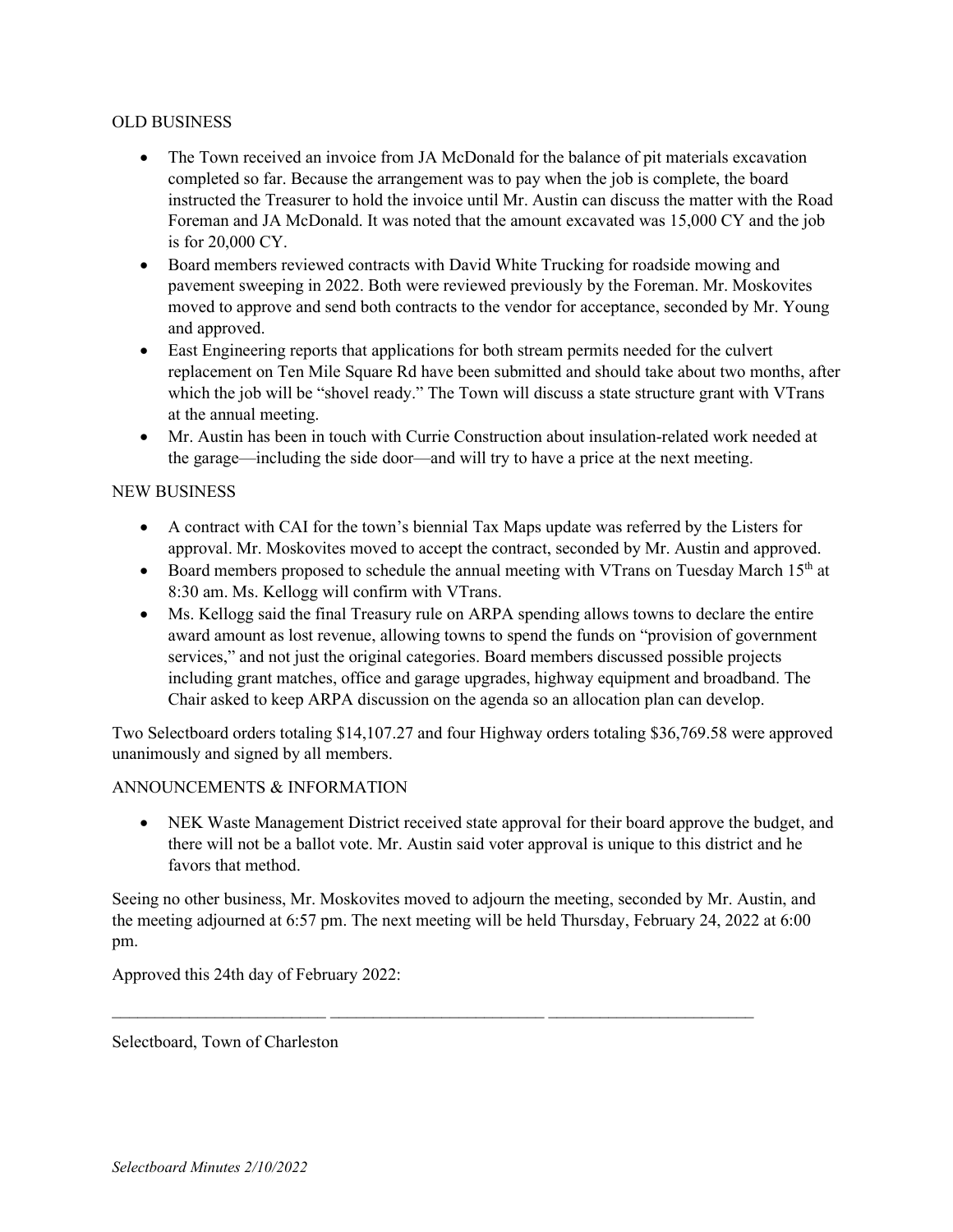OLD BUSINESS

- The Town received an invoice from JA McDonald for the balance of pit materials excavation completed so far. Because the arrangement was to pay when the job is complete, the board instructed the Treasurer to hold the invoice until Mr. Austin can discuss the matter with the Road Foreman and JA McDonald. It was noted that the amount excavated was 15,000 CY and the job is for 20,000 CY.
- Board members reviewed contracts with David White Trucking for roadside mowing and pavement sweeping in 2022. Both were reviewed previously by the Foreman. Mr. Moskovites moved to approve and send both contracts to the vendor for acceptance, seconded by Mr. Young and approved.
- East Engineering reports that applications for both stream permits needed for the culvert replacement on Ten Mile Square Rd have been submitted and should take about two months, after which the job will be "shovel ready." The Town will discuss a state structure grant with VTrans at the annual meeting.
- Mr. Austin has been in touch with Currie Construction about insulation-related work needed at the garage—including the side door—and will try to have a price at the next meeting.

NEW BUSINESS

- A contract with CAI for the town's biennial Tax Maps update was referred by the Listers for approval. Mr. Moskovites moved to accept the contract, seconded by Mr. Austin and approved.
- Board members proposed to schedule the annual meeting with VTrans on Tuesday March 15th at 8:30 am. Ms. Kellogg will confirm with VTrans.
- Ms. Kellogg said the final Treasury rule on ARPA spending allows towns to declare the entire award amount as lost revenue, allowing towns to spend the funds on "provision of government services," and not just the original categories. Board members discussed possible projects including grant matches, office and garage upgrades, highway equipment and broadband. The Chair asked to keep ARPA discussion on the agenda so an allocation plan can develop.

Two Selectboard orders totaling $14,107.27 and four Highway orders totaling $36,769.58 were approved unanimously and signed by all members.

ANNOUNCEMENTS & INFORMATION

- NEK Waste Management District received state approval for their board approve the budget, and there will not be a ballot vote. Mr. Austin said voter approval is unique to this district and he favors that method.

Seeing no other business, Mr. Moskovites moved to adjourn the meeting, seconded by Mr. Austin, and the meeting adjourned at 6:57 pm. The next meeting will be held Thursday, February 24, 2022 at 6:00 pm.

Approved this 24th day of February 2022:

\_\_\_\_\_\_\_\_\_\_\_\_\_\_\_\_\_\_\_\_\_\_\_\_\_ \_\_\_\_\_\_\_\_\_\_\_\_\_\_\_\_\_\_\_\_\_\_\_\_\_ \_\_\_\_\_\_\_\_\_\_\_\_\_\_\_\_\_\_\_\_\_\_\_\_\_

Selectboard, Town of Charleston